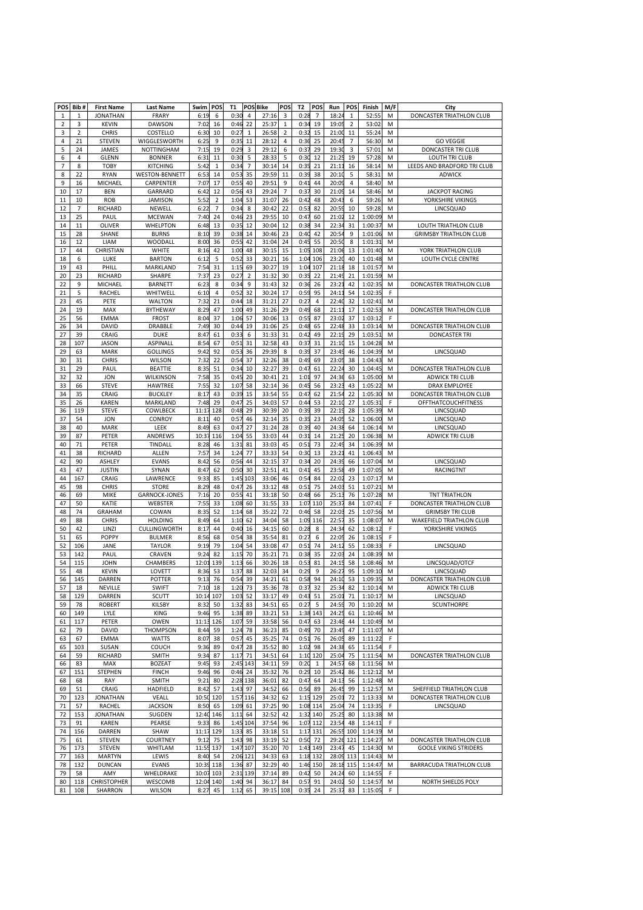| POS | Bib # | First Name | Last Name | Swim | POS | T1 | POS | Bike | POS | T2 | POS | Run | POS | Finish | M/F | City |
|---|---|---|---|---|---|---|---|---|---|---|---|---|---|---|---|---|
| 1 | 1 | JONATHAN | FRARY | 6:19 | 6 | 0:30 | 4 | 27:16 | 3 | 0:28 | 7 | 18:24 | 1 | 52:55 | M | DONCASTER TRIATHLON CLUB |
| 2 | 3 | KEVIN | DAWSON | 7:02 | 16 | 0:46 | 22 | 25:37 | 1 | 0:34 | 19 | 19:05 | 2 | 53:02 | M | |
| 3 | 2 | CHRIS | COSTELLO | 6:30 | 10 | 0:27 | 1 | 26:58 | 2 | 0:32 | 15 | 21:00 | 11 | 55:24 | M | |
| 4 | 21 | STEVEN | WIGGLESWORTH | 6:25 | 9 | 0:35 | 11 | 28:12 | 4 | 0:36 | 25 | 20:45 | 7 | 56:30 | M | GO VEGGIE |
| 5 | 24 | JAMES | NOTTINGHAM | 7:15 | 19 | 0:29 | 3 | 29:12 | 6 | 0:37 | 29 | 19:30 | 3 | 57:01 | M | DONCASTER TRI CLUB |
| 6 | 4 | GLENN | BONNER | 6:31 | 11 | 0:30 | 5 | 28:33 | 5 | 0:30 | 12 | 21:25 | 19 | 57:28 | M | LOUTH TRI CLUB |
| 7 | 8 | TOBY | KITCHING | 5:42 | 1 | 0:34 | 7 | 30:14 | 14 | 0:35 | 21 | 21:11 | 16 | 58:14 | M | LEEDS AND BRADFORD TRI CLUB |
| 8 | 22 | RYAN | WESTON-BENNETT | 6:53 | 14 | 0:53 | 35 | 29:59 | 11 | 0:39 | 38 | 20:10 | 5 | 58:31 | M | ADWICK |
| 9 | 16 | MICHAEL | CARPENTER | 7:07 | 17 | 0:55 | 40 | 29:51 | 9 | 0:41 | 44 | 20:09 | 4 | 58:40 | M | |
| 10 | 17 | BEN | GARRARD | 6:42 | 12 | 0:56 | 43 | 29:24 | 7 | 0:37 | 30 | 21:09 | 14 | 58:46 | M | JACKPOT RACING |
| 11 | 10 | ROB | JAMISON | 5:52 | 2 | 1:04 | 53 | 31:07 | 26 | 0:42 | 48 | 20:43 | 6 | 59:26 | M | YORKSHIRE VIKINGS |
| 12 | 7 | RICHARD | NEWELL | 6:22 | 7 | 0:34 | 8 | 30:42 | 22 | 0:53 | 82 | 20:59 | 10 | 59:28 | M | LINCSQUAD |
| 13 | 25 | PAUL | MCEWAN | 7:40 | 24 | 0:46 | 23 | 29:55 | 10 | 0:47 | 60 | 21:02 | 12 | 1:00:09 | M | |
| 14 | 11 | OLIVER | WHELPTON | 6:48 | 13 | 0:35 | 12 | 30:04 | 12 | 0:38 | 34 | 22:34 | 31 | 1:00:37 | M | LOUTH TRIATHLON CLUB |
| 15 | 28 | SHANE | BURNS | 8:10 | 39 | 0:38 | 14 | 30:46 | 23 | 0:40 | 42 | 20:54 | 9 | 1:01:06 | M | GRIMSBY TRIATHLON CLUB |
| 16 | 12 | LIAM | WOODALL | 8:00 | 36 | 0:55 | 42 | 31:04 | 24 | 0:45 | 55 | 20:50 | 8 | 1:01:31 | M | |
| 17 | 44 | CHRISTIAN | WHITE | 8:16 | 42 | 1:00 | 48 | 30:15 | 15 | 1:05 | 108 | 21:06 | 13 | 1:01:40 | M | YORK TRIATHLON CLUB |
| 18 | 6 | LUKE | BARTON | 6:12 | 5 | 0:52 | 33 | 30:21 | 16 | 1:04 | 106 | 23:20 | 40 | 1:01:48 | M | LOUTH CYCLE CENTRE |
| 19 | 43 | PHILL | MARKLAND | 7:54 | 31 | 1:15 | 69 | 30:27 | 19 | 1:04 | 107 | 21:18 | 18 | 1:01:57 | M | |
| 20 | 23 | RICHARD | SHARPE | 7:37 | 23 | 0:27 | 2 | 31:32 | 30 | 0:35 | 22 | 21:49 | 21 | 1:01:59 | M | |
| 22 | 9 | MICHAEL | BARNETT | 6:23 | 8 | 0:34 | 9 | 31:43 | 32 | 0:36 | 26 | 23:21 | 42 | 1:02:35 | M | DONCASTER TRIATHLON CLUB |
| 21 | 5 | RACHEL | WHITWELL | 6:10 | 4 | 0:52 | 32 | 30:24 | 17 | 0:59 | 95 | 24:11 | 54 | 1:02:35 | F | |
| 23 | 45 | PETE | WALTON | 7:32 | 21 | 0:44 | 18 | 31:21 | 27 | 0:27 | 4 | 22:40 | 32 | 1:02:41 | M | |
| 24 | 19 | MAX | BYTHEWAY | 8:29 | 47 | 1:00 | 49 | 31:26 | 29 | 0:49 | 68 | 21:11 | 17 | 1:02:53 | M | DONCASTER TRIATHLON CLUB |
| 25 | 56 | EMMA | FROST | 8:04 | 37 | 1:06 | 57 | 30:06 | 13 | 0:55 | 87 | 23:02 | 37 | 1:03:12 | F | |
| 26 | 34 | DAVID | DRABBLE | 7:49 | 30 | 0:44 | 19 | 31:06 | 25 | 0:48 | 65 | 22:48 | 33 | 1:03:14 | M | DONCASTER TRIATHLON CLUB |
| 27 | 39 | CRAIG | DUKE | 8:47 | 61 | 0:33 | 6 | 31:33 | 31 | 0:42 | 49 | 22:19 | 29 | 1:03:51 | M | DONCASTER TRI |
| 28 | 107 | JASON | ASPINALL | 8:54 | 67 | 0:51 | 31 | 32:58 | 43 | 0:37 | 31 | 21:10 | 15 | 1:04:28 | M | |
| 29 | 63 | MARK | GOLLINGS | 9:42 | 92 | 0:53 | 36 | 29:39 | 8 | 0:39 | 37 | 23:49 | 46 | 1:04:39 | M | LINCSQUAD |
| 30 | 31 | CHRIS | WILSON | 7:32 | 22 | 0:54 | 37 | 32:26 | 38 | 0:49 | 69 | 23:05 | 38 | 1:04:43 | M | |
| 31 | 29 | PAUL | BEATTIE | 8:35 | 51 | 0:34 | 10 | 32:27 | 39 | 0:47 | 61 | 22:24 | 30 | 1:04:45 | M | DONCASTER TRIATHLON CLUB |
| 32 | 32 | JON | WILKINSON | 7:58 | 35 | 0:45 | 20 | 30:41 | 21 | 1:01 | 97 | 24:36 | 63 | 1:05:00 | M | ADWICK TRI CLUB |
| 33 | 66 | STEVE | HAWTREE | 7:55 | 32 | 1:07 | 58 | 32:14 | 36 | 0:45 | 56 | 23:23 | 43 | 1:05:22 | M | DRAX EMPLOYEE |
| 34 | 35 | CRAIG | BUCKLEY | 8:17 | 43 | 0:39 | 15 | 33:54 | 55 | 0:47 | 62 | 21:54 | 22 | 1:05:30 | M | DONCASTER TRIATHLON CLUB |
| 35 | 26 | KAREN | MARKLAND | 7:48 | 29 | 0:47 | 25 | 34:03 | 57 | 0:44 | 53 | 22:10 | 27 | 1:05:31 | F | OFFTHATCOUCHFITNESS |
| 36 | 119 | STEVE | COWLBECK | 11:17 | 128 | 0:48 | 29 | 30:39 | 20 | 0:39 | 39 | 22:19 | 28 | 1:05:39 | M | LINCSQUAD |
| 37 | 54 | JON | CONROY | 8:11 | 40 | 0:57 | 46 | 32:14 | 35 | 0:35 | 23 | 24:09 | 52 | 1:06:00 | M | LINCSQUAD |
| 38 | 40 | MARK | LEEK | 8:49 | 63 | 0:47 | 27 | 31:24 | 28 | 0:39 | 40 | 24:38 | 64 | 1:06:14 | M | LINCSQUAD |
| 39 | 87 | PETER | ANDREWS | 10:37 | 116 | 1:04 | 55 | 33:03 | 44 | 0:31 | 14 | 21:29 | 20 | 1:06:38 | M | ADWICK TRI CLUB |
| 40 | 71 | PETER | TINDALL | 8:28 | 46 | 1:31 | 81 | 33:03 | 45 | 0:51 | 73 | 22:49 | 34 | 1:06:39 | M | |
| 41 | 38 | RICHARD | ALLEN | 7:57 | 34 | 1:24 | 77 | 33:33 | 54 | 0:30 | 13 | 23:21 | 41 | 1:06:43 | M | |
| 42 | 90 | ASHLEY | EVANS | 8:42 | 56 | 0:56 | 44 | 32:15 | 37 | 0:34 | 20 | 24:39 | 66 | 1:07:04 | M | LINCSQUAD |
| 43 | 47 | JUSTIN | SYNAN | 8:47 | 62 | 0:50 | 30 | 32:51 | 41 | 0:41 | 45 | 23:58 | 49 | 1:07:05 | M | RACINGTNT |
| 44 | 167 | CRAIG | LAWRENCE | 9:33 | 85 | 1:45 | 103 | 33:06 | 46 | 0:54 | 84 | 22:02 | 23 | 1:07:17 | M | |
| 45 | 98 | CHRIS | STORE | 8:29 | 48 | 0:47 | 26 | 33:12 | 48 | 0:51 | 75 | 24:03 | 51 | 1:07:21 | M | |
| 46 | 69 | MIKE | GARNOCK-JONES | 7:16 | 20 | 0:55 | 41 | 33:18 | 50 | 0:48 | 66 | 25:13 | 76 | 1:07:28 | M | TNT TRIATHLON |
| 47 | 50 | KATIE | WEBSTER | 7:55 | 33 | 1:08 | 60 | 31:55 | 33 | 1:07 | 110 | 25:37 | 84 | 1:07:41 | F | DONCASTER TRIATHLON CLUB |
| 48 | 74 | GRAHAM | COWAN | 8:35 | 52 | 1:14 | 68 | 35:22 | 72 | 0:46 | 58 | 22:03 | 25 | 1:07:56 | M | GRIMSBY TRI CLUB |
| 49 | 88 | CHRIS | HOLDING | 8:49 | 64 | 1:10 | 62 | 34:04 | 58 | 1:09 | 116 | 22:57 | 35 | 1:08:07 | M | WAKEFIELD TRIATHLON CLUB |
| 50 | 42 | LINZI | CULLINGWORTH | 8:17 | 44 | 0:40 | 16 | 34:15 | 60 | 0:28 | 8 | 24:34 | 62 | 1:08:12 | F | YORKSHIRE VIKINGS |
| 51 | 65 | POPPY | BULMER | 8:56 | 68 | 0:54 | 38 | 35:54 | 81 | 0:27 | 6 | 22:09 | 26 | 1:08:15 | F | |
| 52 | 106 | JANE | TAYLOR | 9:19 | 79 | 1:04 | 54 | 33:08 | 47 | 0:51 | 74 | 24:12 | 55 | 1:08:33 | F | LINCSQUAD |
| 53 | 142 | PAUL | CRAVEN | 9:24 | 82 | 1:15 | 70 | 35:21 | 71 | 0:38 | 35 | 22:03 | 24 | 1:08:39 | M | |
| 54 | 115 | JOHN | CHAMBERS | 12:01 | 139 | 1:13 | 66 | 30:26 | 18 | 0:53 | 81 | 24:15 | 58 | 1:08:46 | M | LINCSQUAD/OTCF |
| 55 | 48 | KEVIN | LOVETT | 8:36 | 53 | 1:37 | 88 | 32:03 | 34 | 0:29 | 9 | 26:27 | 95 | 1:09:10 | M | LINCSQUAD |
| 56 | 145 | DARREN | POTTER | 9:13 | 76 | 0:54 | 39 | 34:21 | 61 | 0:58 | 94 | 24:10 | 53 | 1:09:35 | M | DONCASTER TRIATHLON CLUB |
| 57 | 18 | NEVILLE | SWIFT | 7:10 | 18 | 1:20 | 73 | 35:36 | 78 | 0:37 | 32 | 25:34 | 82 | 1:10:14 | M | ADWICK TRI CLUB |
| 58 | 129 | DARREN | SCUTT | 10:14 | 107 | 1:03 | 52 | 33:17 | 49 | 0:43 | 51 | 25:01 | 71 | 1:10:17 | M | LINCSQUAD |
| 59 | 78 | ROBERT | KILSBY | 8:32 | 50 | 1:32 | 83 | 34:51 | 65 | 0:27 | 5 | 24:59 | 70 | 1:10:20 | M | SCUNTHORPE |
| 60 | 149 | LYLE | KING | 9:46 | 95 | 1:38 | 89 | 33:21 | 53 | 1:38 | 143 | 24:25 | 61 | 1:10:46 | M | |
| 61 | 117 | PETER | OWEN | 11:13 | 126 | 1:07 | 59 | 33:58 | 56 | 0:47 | 63 | 23:46 | 44 | 1:10:49 | M | |
| 62 | 79 | DAVID | THOMPSON | 8:44 | 59 | 1:24 | 78 | 36:23 | 85 | 0:49 | 70 | 23:49 | 47 | 1:11:07 | M | |
| 63 | 67 | EMMA | WATTS | 8:07 | 38 | 0:57 | 45 | 35:25 | 74 | 0:51 | 76 | 26:05 | 89 | 1:11:22 | F | |
| 65 | 103 | SUSAN | COUCH | 9:36 | 89 | 0:47 | 28 | 35:52 | 80 | 1:02 | 98 | 24:38 | 65 | 1:11:54 | F | |
| 64 | 59 | RICHARD | SMITH | 9:34 | 87 | 1:17 | 71 | 34:51 | 64 | 1:10 | 120 | 25:04 | 75 | 1:11:54 | M | DONCASTER TRIATHLON CLUB |
| 66 | 83 | MAX | BOZEAT | 9:45 | 93 | 2:45 | 143 | 34:11 | 59 | 0:20 | 1 | 24:57 | 68 | 1:11:56 | M | |
| 67 | 151 | STEPHEN | FINCH | 9:46 | 96 | 0:46 | 24 | 35:32 | 76 | 0:29 | 10 | 25:42 | 86 | 1:12:12 | M | |
| 68 | 68 | RAY | SMITH | 9:21 | 80 | 2:28 | 138 | 36:01 | 82 | 0:47 | 64 | 24:13 | 56 | 1:12:48 | M | |
| 69 | 51 | CRAIG | HADFIELD | 8:42 | 57 | 1:43 | 97 | 34:52 | 66 | 0:56 | 89 | 26:45 | 99 | 1:12:57 | M | SHEFFIELD TRIATHLON CLUB |
| 70 | 123 | JONATHAN | VEALL | 10:50 | 120 | 1:57 | 116 | 34:32 | 62 | 1:15 | 129 | 25:01 | 72 | 1:13:33 | M | DONCASTER TRIATHLON CLUB |
| 71 | 57 | RACHEL | JACKSON | 8:50 | 65 | 1:09 | 61 | 37:25 | 90 | 1:08 | 114 | 25:04 | 74 | 1:13:35 | F | LINCSQUAD |
| 72 | 153 | JONATHAN | SUGDEN | 12:40 | 146 | 1:11 | 64 | 32:52 | 42 | 1:32 | 140 | 25:25 | 80 | 1:13:38 | M | |
| 73 | 91 | KAREN | PEARSE | 9:33 | 86 | 1:45 | 104 | 37:54 | 96 | 1:07 | 112 | 23:54 | 48 | 1:14:11 | F | |
| 74 | 156 | DARREN | SHAW | 11:17 | 129 | 1:33 | 85 | 33:18 | 51 | 1:17 | 131 | 26:55 | 100 | 1:14:19 | M | |
| 75 | 61 | STEVEN | COURTNEY | 9:12 | 75 | 1:43 | 98 | 33:19 | 52 | 0:50 | 72 | 29:26 | 121 | 1:14:27 | M | DONCASTER TRIATHLON CLUB |
| 76 | 173 | STEVEN | WHITLAM | 11:55 | 137 | 1:47 | 107 | 35:20 | 70 | 1:43 | 149 | 23:47 | 45 | 1:14:30 | M | GOOLE VIKING STRIDERS |
| 77 | 163 | MARTYN | LEWIS | 8:40 | 54 | 2:06 | 121 | 34:33 | 63 | 1:18 | 132 | 28:09 | 113 | 1:14:43 | M | |
| 78 | 132 | DUNCAN | EVANS | 10:39 | 118 | 1:36 | 87 | 32:29 | 40 | 1:46 | 150 | 28:18 | 115 | 1:14:47 | M | BARRACUDA TRIATHLON CLUB |
| 79 | 58 | AMY | WHELDRAKE | 10:07 | 103 | 2:31 | 139 | 37:14 | 89 | 0:42 | 50 | 24:24 | 60 | 1:14:55 | F | |
| 80 | 118 | CHRISTOPHER | WESCOMB | 12:04 | 140 | 1:40 | 94 | 36:17 | 84 | 0:57 | 91 | 24:02 | 50 | 1:14:57 | M | NORTH SHIELDS POLY |
| 81 | 108 | SHARRON | WILSON | 8:27 | 45 | 1:12 | 65 | 39:15 | 108 | 0:35 | 24 | 25:37 | 83 | 1:15:05 | F | |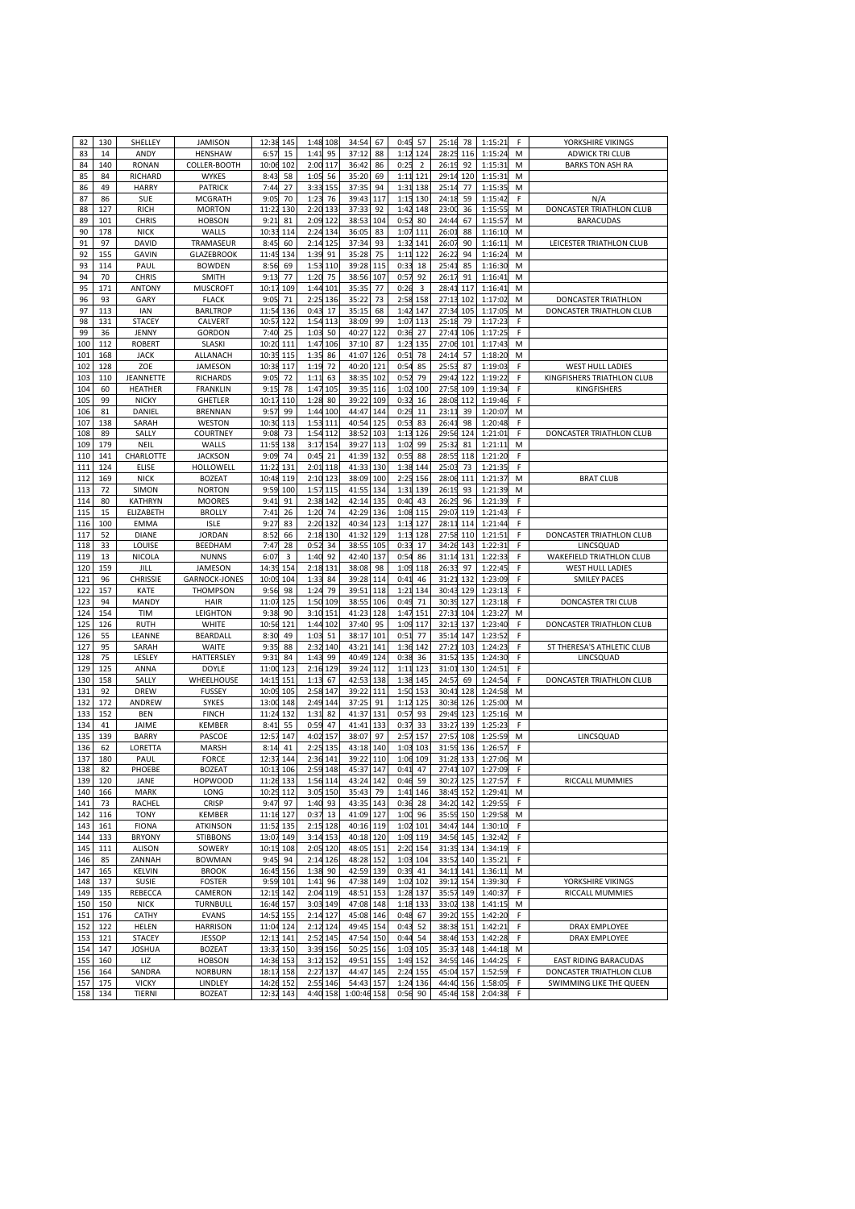| | | | | | | | | | | | | | | | | |
|---|---|---|---|---|---|---|---|---|---|---|---|---|---|---|---|---|
| 82 | 130 | SHELLEY | JAMISON | 12:38 | 145 | 1:48 | 108 | 34:54 | 67 | 0:45 | 57 | 25:16 | 78 | 1:15:21 | F | YORKSHIRE VIKINGS |
| 83 | 14 | ANDY | HENSHAW | 6:57 | 15 | 1:41 | 95 | 37:12 | 88 | 1:12 | 124 | 28:25 | 116 | 1:15:24 | M | ADWICK TRI CLUB |
| 84 | 140 | RONAN | COLLER-BOOTH | 10:06 | 102 | 2:00 | 117 | 36:42 | 86 | 0:25 | 2 | 26:19 | 92 | 1:15:31 | M | BARKS TON ASH RA |
| 85 | 84 | RICHARD | WYKES | 8:43 | 58 | 1:05 | 56 | 35:20 | 69 | 1:11 | 121 | 29:14 | 120 | 1:15:31 | M | |
| 86 | 49 | HARRY | PATRICK | 7:44 | 27 | 3:33 | 155 | 37:35 | 94 | 1:31 | 138 | 25:14 | 77 | 1:15:35 | M | |
| 87 | 86 | SUE | MCGRATH | 9:05 | 70 | 1:23 | 76 | 39:43 | 117 | 1:15 | 130 | 24:18 | 59 | 1:15:42 | F | N/A |
| 88 | 127 | RICH | MORTON | 11:22 | 130 | 2:20 | 133 | 37:33 | 92 | 1:42 | 148 | 23:00 | 36 | 1:15:55 | M | DONCASTER TRIATHLON CLUB |
| 89 | 101 | CHRIS | HOBSON | 9:21 | 81 | 2:09 | 122 | 38:53 | 104 | 0:52 | 80 | 24:44 | 67 | 1:15:57 | M | BARACUDAS |
| 90 | 178 | NICK | WALLS | 10:33 | 114 | 2:24 | 134 | 36:05 | 83 | 1:07 | 111 | 26:01 | 88 | 1:16:10 | M | |
| 91 | 97 | DAVID | TRAMASEUR | 8:45 | 60 | 2:14 | 125 | 37:34 | 93 | 1:32 | 141 | 26:07 | 90 | 1:16:11 | M | LEICESTER TRIATHLON CLUB |
| 92 | 155 | GAVIN | GLAZEBROOK | 11:45 | 134 | 1:39 | 91 | 35:28 | 75 | 1:11 | 122 | 26:22 | 94 | 1:16:24 | M | |
| 93 | 114 | PAUL | BOWDEN | 8:56 | 69 | 1:53 | 110 | 39:28 | 115 | 0:33 | 18 | 25:41 | 85 | 1:16:30 | M | |
| 94 | 70 | CHRIS | SMITH | 9:13 | 77 | 1:20 | 75 | 38:56 | 107 | 0:57 | 92 | 26:17 | 91 | 1:16:41 | M | |
| 95 | 171 | ANTONY | MUSCROFT | 10:17 | 109 | 1:44 | 101 | 35:35 | 77 | 0:26 | 3 | 28:41 | 117 | 1:16:41 | M | |
| 96 | 93 | GARY | FLACK | 9:05 | 71 | 2:25 | 136 | 35:22 | 73 | 2:58 | 158 | 27:13 | 102 | 1:17:02 | M | DONCASTER TRIATHLON |
| 97 | 113 | IAN | BARLTROP | 11:54 | 136 | 0:43 | 17 | 35:15 | 68 | 1:42 | 147 | 27:34 | 105 | 1:17:05 | M | DONCASTER TRIATHLON CLUB |
| 98 | 131 | STACEY | CALVERT | 10:57 | 122 | 1:54 | 113 | 38:09 | 99 | 1:07 | 113 | 25:18 | 79 | 1:17:23 | F | |
| 99 | 36 | JENNY | GORDON | 7:40 | 25 | 1:03 | 50 | 40:27 | 122 | 0:36 | 27 | 27:41 | 106 | 1:17:25 | F | |
| 100 | 112 | ROBERT | SLASKI | 10:20 | 111 | 1:47 | 106 | 37:10 | 87 | 1:23 | 135 | 27:06 | 101 | 1:17:43 | M | |
| 101 | 168 | JACK | ALLANACH | 10:35 | 115 | 1:35 | 86 | 41:07 | 126 | 0:51 | 78 | 24:14 | 57 | 1:18:20 | M | |
| 102 | 128 | ZOE | JAMESON | 10:38 | 117 | 1:19 | 72 | 40:20 | 121 | 0:54 | 85 | 25:53 | 87 | 1:19:03 | F | WEST HULL LADIES |
| 103 | 110 | JEANNETTE | RICHARDS | 9:05 | 72 | 1:11 | 63 | 38:35 | 102 | 0:52 | 79 | 29:42 | 122 | 1:19:22 | F | KINGFISHERS TRIATHLON CLUB |
| 104 | 60 | HEATHER | FRANKLIN | 9:15 | 78 | 1:47 | 105 | 39:35 | 116 | 1:02 | 100 | 27:58 | 109 | 1:19:34 | F | KINGFISHERS |
| 105 | 99 | NICKY | GHETLER | 10:17 | 110 | 1:28 | 80 | 39:22 | 109 | 0:32 | 16 | 28:08 | 112 | 1:19:46 | F | |
| 106 | 81 | DANIEL | BRENNAN | 9:57 | 99 | 1:44 | 100 | 44:47 | 144 | 0:29 | 11 | 23:11 | 39 | 1:20:07 | M | |
| 107 | 138 | SARAH | WESTON | 10:30 | 113 | 1:53 | 111 | 40:54 | 125 | 0:53 | 83 | 26:41 | 98 | 1:20:48 | F | |
| 108 | 89 | SALLY | COURTNEY | 9:08 | 73 | 1:54 | 112 | 38:52 | 103 | 1:13 | 126 | 29:56 | 124 | 1:21:01 | F | DONCASTER TRIATHLON CLUB |
| 109 | 179 | NEIL | WALLS | 11:55 | 138 | 3:17 | 154 | 39:27 | 113 | 1:02 | 99 | 25:32 | 81 | 1:21:11 | M | |
| 110 | 141 | CHARLOTTE | JACKSON | 9:09 | 74 | 0:45 | 21 | 41:39 | 132 | 0:55 | 88 | 28:55 | 118 | 1:21:20 | F | |
| 111 | 124 | ELISE | HOLLOWELL | 11:22 | 131 | 2:01 | 118 | 41:33 | 130 | 1:38 | 144 | 25:03 | 73 | 1:21:35 | F | |
| 112 | 169 | NICK | BOZEAT | 10:48 | 119 | 2:10 | 123 | 38:09 | 100 | 2:25 | 156 | 28:06 | 111 | 1:21:37 | M | BRAT CLUB |
| 113 | 72 | SIMON | NORTON | 9:59 | 100 | 1:57 | 115 | 41:55 | 134 | 1:31 | 139 | 26:19 | 93 | 1:21:39 | M | |
| 114 | 80 | KATHRYN | MOORES | 9:41 | 91 | 2:38 | 142 | 42:14 | 135 | 0:40 | 43 | 26:29 | 96 | 1:21:39 | F | |
| 115 | 15 | ELIZABETH | BROLLY | 7:41 | 26 | 1:20 | 74 | 42:29 | 136 | 1:08 | 115 | 29:07 | 119 | 1:21:43 | F | |
| 116 | 100 | EMMA | ISLE | 9:27 | 83 | 2:20 | 132 | 40:34 | 123 | 1:13 | 127 | 28:11 | 114 | 1:21:44 | F | |
| 117 | 52 | DIANE | JORDAN | 8:52 | 66 | 2:18 | 130 | 41:32 | 129 | 1:13 | 128 | 27:58 | 110 | 1:21:51 | F | DONCASTER TRIATHLON CLUB |
| 118 | 33 | LOUISE | BEEDHAM | 7:47 | 28 | 0:52 | 34 | 38:55 | 105 | 0:33 | 17 | 34:26 | 143 | 1:22:31 | F | LINCSQUAD |
| 119 | 13 | NICOLA | NUNNS | 6:07 | 3 | 1:40 | 92 | 42:40 | 137 | 0:54 | 86 | 31:14 | 131 | 1:22:33 | F | WAKEFIELD TRIATHLON CLUB |
| 120 | 159 | JILL | JAMESON | 14:39 | 154 | 2:18 | 131 | 38:08 | 98 | 1:09 | 118 | 26:33 | 97 | 1:22:45 | F | WEST HULL LADIES |
| 121 | 96 | CHRISSIE | GARNOCK-JONES | 10:09 | 104 | 1:33 | 84 | 39:28 | 114 | 0:41 | 46 | 31:21 | 132 | 1:23:09 | F | SMILEY PACES |
| 122 | 157 | KATE | THOMPSON | 9:56 | 98 | 1:24 | 79 | 39:51 | 118 | 1:21 | 134 | 30:43 | 129 | 1:23:13 | F | |
| 123 | 94 | MANDY | HAIR | 11:07 | 125 | 1:50 | 109 | 38:55 | 106 | 0:49 | 71 | 30:39 | 127 | 1:23:18 | F | DONCASTER TRI CLUB |
| 124 | 154 | TIM | LEIGHTON | 9:38 | 90 | 3:10 | 151 | 41:23 | 128 | 1:47 | 151 | 27:31 | 104 | 1:23:27 | M | |
| 125 | 126 | RUTH | WHITE | 10:56 | 121 | 1:44 | 102 | 37:40 | 95 | 1:09 | 117 | 32:13 | 137 | 1:23:40 | F | DONCASTER TRIATHLON CLUB |
| 126 | 55 | LEANNE | BEARDALL | 8:30 | 49 | 1:03 | 51 | 38:17 | 101 | 0:51 | 77 | 35:14 | 147 | 1:23:52 | F | |
| 127 | 95 | SARAH | WAITE | 9:35 | 88 | 2:32 | 140 | 43:21 | 141 | 1:36 | 142 | 27:21 | 103 | 1:24:23 | F | ST THERESA'S ATHLETIC CLUB |
| 128 | 75 | LESLEY | HATTERSLEY | 9:31 | 84 | 1:43 | 99 | 40:49 | 124 | 0:38 | 36 | 31:52 | 135 | 1:24:30 | F | LINCSQUAD |
| 129 | 125 | ANNA | DOYLE | 11:00 | 123 | 2:16 | 129 | 39:24 | 112 | 1:11 | 123 | 31:01 | 130 | 1:24:51 | F | |
| 130 | 158 | SALLY | WHEELHOUSE | 14:15 | 151 | 1:13 | 67 | 42:53 | 138 | 1:38 | 145 | 24:57 | 69 | 1:24:54 | F | DONCASTER TRIATHLON CLUB |
| 131 | 92 | DREW | FUSSEY | 10:09 | 105 | 2:58 | 147 | 39:22 | 111 | 1:50 | 153 | 30:41 | 128 | 1:24:58 | M | |
| 132 | 172 | ANDREW | SYKES | 13:00 | 148 | 2:49 | 144 | 37:25 | 91 | 1:12 | 125 | 30:36 | 126 | 1:25:00 | M | |
| 133 | 152 | BEN | FINCH | 11:24 | 132 | 1:31 | 82 | 41:37 | 131 | 0:57 | 93 | 29:49 | 123 | 1:25:16 | M | |
| 134 | 41 | JAIME | KEMBER | 8:41 | 55 | 0:59 | 47 | 41:41 | 133 | 0:37 | 33 | 33:27 | 139 | 1:25:23 | F | |
| 135 | 139 | BARRY | PASCOE | 12:57 | 147 | 4:02 | 157 | 38:07 | 97 | 2:57 | 157 | 27:57 | 108 | 1:25:59 | M | LINCSQUAD |
| 136 | 62 | LORETTA | MARSH | 8:14 | 41 | 2:25 | 135 | 43:18 | 140 | 1:03 | 103 | 31:59 | 136 | 1:26:57 | F | |
| 137 | 180 | PAUL | FORCE | 12:37 | 144 | 2:36 | 141 | 39:22 | 110 | 1:06 | 109 | 31:28 | 133 | 1:27:06 | M | |
| 138 | 82 | PHOEBE | BOZEAT | 10:13 | 106 | 2:59 | 148 | 45:37 | 147 | 0:41 | 47 | 27:41 | 107 | 1:27:09 | F | |
| 139 | 120 | JANE | HOPWOOD | 11:26 | 133 | 1:56 | 114 | 43:24 | 142 | 0:46 | 59 | 30:27 | 125 | 1:27:57 | F | RICCALL MUMMIES |
| 140 | 166 | MARK | LONG | 10:29 | 112 | 3:05 | 150 | 35:43 | 79 | 1:41 | 146 | 38:45 | 152 | 1:29:41 | M | |
| 141 | 73 | RACHEL | CRISP | 9:47 | 97 | 1:40 | 93 | 43:35 | 143 | 0:36 | 28 | 34:20 | 142 | 1:29:55 | F | |
| 142 | 116 | TONY | KEMBER | 11:16 | 127 | 0:37 | 13 | 41:09 | 127 | 1:00 | 96 | 35:59 | 150 | 1:29:58 | M | |
| 143 | 161 | FIONA | ATKINSON | 11:52 | 135 | 2:15 | 128 | 40:16 | 119 | 1:02 | 101 | 34:47 | 144 | 1:30:10 | F | |
| 144 | 133 | BRYONY | STIBBONS | 13:07 | 149 | 3:14 | 153 | 40:18 | 120 | 1:09 | 119 | 34:56 | 145 | 1:32:42 | F | |
| 145 | 111 | ALISON | SOWERY | 10:15 | 108 | 2:05 | 120 | 48:05 | 151 | 2:20 | 154 | 31:35 | 134 | 1:34:19 | F | |
| 146 | 85 | ZANNAH | BOWMAN | 9:45 | 94 | 2:14 | 126 | 48:28 | 152 | 1:03 | 104 | 33:52 | 140 | 1:35:21 | F | |
| 147 | 165 | KELVIN | BROOK | 16:45 | 156 | 1:38 | 90 | 42:59 | 139 | 0:39 | 41 | 34:11 | 141 | 1:36:11 | M | |
| 148 | 137 | SUSIE | FOSTER | 9:59 | 101 | 1:41 | 96 | 47:38 | 149 | 1:02 | 102 | 39:12 | 154 | 1:39:30 | F | YORKSHIRE VIKINGS |
| 149 | 135 | REBECCA | CAMERON | 12:19 | 142 | 2:04 | 119 | 48:51 | 153 | 1:28 | 137 | 35:57 | 149 | 1:40:37 | F | RICCALL MUMMIES |
| 150 | 150 | NICK | TURNBULL | 16:46 | 157 | 3:03 | 149 | 47:08 | 148 | 1:18 | 133 | 33:02 | 138 | 1:41:15 | M | |
| 151 | 176 | CATHY | EVANS | 14:52 | 155 | 2:14 | 127 | 45:08 | 146 | 0:48 | 67 | 39:20 | 155 | 1:42:20 | F | |
| 152 | 122 | HELEN | HARRISON | 11:04 | 124 | 2:12 | 124 | 49:45 | 154 | 0:43 | 52 | 38:38 | 151 | 1:42:21 | F | DRAX EMPLOYEE |
| 153 | 121 | STACEY | JESSOP | 12:13 | 141 | 2:52 | 145 | 47:54 | 150 | 0:44 | 54 | 38:46 | 153 | 1:42:28 | F | DRAX EMPLOYEE |
| 154 | 147 | JOSHUA | BOZEAT | 13:37 | 150 | 3:39 | 156 | 50:25 | 156 | 1:03 | 105 | 35:37 | 148 | 1:44:18 | M | |
| 155 | 160 | LIZ | HOBSON | 14:36 | 153 | 3:12 | 152 | 49:51 | 155 | 1:49 | 152 | 34:55 | 146 | 1:44:25 | F | EAST RIDING BARACUDAS |
| 156 | 164 | SANDRA | NORBURN | 18:17 | 158 | 2:27 | 137 | 44:47 | 145 | 2:24 | 155 | 45:04 | 157 | 1:52:59 | F | DONCASTER TRIATHLON CLUB |
| 157 | 175 | VICKY | LINDLEY | 14:26 | 152 | 2:55 | 146 | 54:43 | 157 | 1:24 | 136 | 44:40 | 156 | 1:58:05 | F | SWIMMING LIKE THE QUEEN |
| 158 | 134 | TIERNI | BOZEAT | 12:32 | 143 | 4:40 | 158 | 1:00:46 | 158 | 0:56 | 90 | 45:46 | 158 | 2:04:38 | F | |